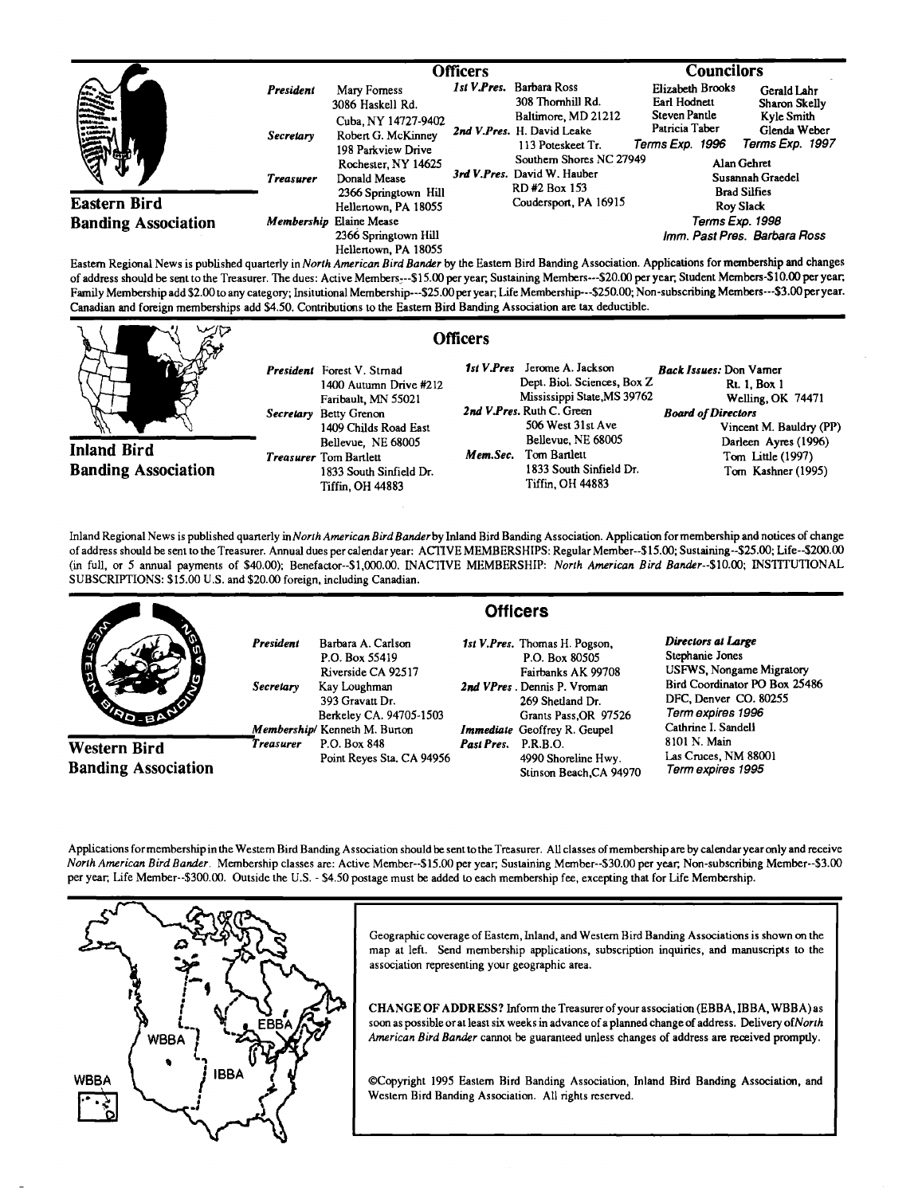## Eastern Bird Banding Association

### Officers

*President* Mary Forness
3086 Haskell Rd.
Cuba, NY 14727-9402

*Secretary* Robert G. McKinney
198 Parkview Drive
Rochester, NY 14625

*Treasurer* Donald Mease
2366 Springtown Hill
Hellertown, PA 18055

*Membership* Elaine Mease
2366 Springtown Hill
Hellertown, PA 18055

*1st V.Pres.* Barbara Ross
308 Thornhill Rd.
Baltimore, MD 21212

*2nd V.Pres.* H. David Leake
113 Poteskeet Tr.
Southern Shores NC 27949

*3rd V.Pres.* David W. Hauber
RD #2 Box 153
Coudersport, PA 16915

### Councilors

Elizabeth Brooks
Earl Hodnett
Steven Pantle
Patricia Taber
*Terms Exp. 1996*

Gerald Lahr
Sharon Skelly
Kyle Smith
Glenda Weber
*Terms Exp. 1997*

Alan Gehret
Susannah Graedel
Brad Silfies
Roy Slack
*Terms Exp. 1998*

*Imm. Past Pres. Barbara Ross*

Eastern Regional News is published quarterly in *North American Bird Bander* by the Eastern Bird Banding Association. Applications for membership and changes of address should be sent to the Treasurer. The dues: Active Members---$15.00 per year; Sustaining Members---$20.00 per year; Student Members-$10.00 per year; Family Membership add $2.00 to any category; Insitutional Membership---$25.00 per year; Life Membership---$250.00; Non-subscribing Members---$3.00 per year. Canadian and foreign memberships add $4.50. Contributions to the Eastern Bird Banding Association are tax deductible.

## Inland Bird Banding Association

### Officers

*President* Forest V. Strnad
1400 Autumn Drive #212
Faribault, MN 55021

*Secretary* Betty Grenon
1409 Childs Road East
Bellevue, NE 68005

*Treasurer* Tom Bartlett
1833 South Sinfield Dr.
Tiffin, OH 44883

*1st V.Pres* Jerome A. Jackson
Dept. Biol. Sciences, Box Z
Mississippi State, MS 39762

*2nd V.Pres.* Ruth C. Green
506 West 31st Ave
Bellevue, NE 68005

*Mem.Sec.* Tom Bartlett
1833 South Sinfield Dr.
Tiffin, OH 44883

*Back Issues:* Don Varner
Rt. 1, Box 1
Welling, OK 74471

*Board of Directors*
Vincent M. Bauldry (PP)
Darleen Ayres (1996)
Tom Little (1997)
Tom Kashner (1995)

Inland Regional News is published quarterly in *North American Bird Bander* by Inland Bird Banding Association. Application for membership and notices of change of address should be sent to the Treasurer. Annual dues per calendar year: ACTIVE MEMBERSHIPS: Regular Member--$15.00; Sustaining--$25.00; Life--$200.00 (in full, or 5 annual payments of $40.00); Benefactor--$1,000.00. INACTIVE MEMBERSHIP: *North American Bird Bander*--$10.00; INSTITUTIONAL SUBSCRIPTIONS: $15.00 U.S. and $20.00 foreign, including Canadian.

## Western Bird Banding Association

### Officers

*President* Barbara A. Carlson
P.O. Box 55419
Riverside CA 92517

*Secretary* Kay Loughman
393 Gravatt Dr.
Berkeley CA. 94705-1503

*Membership/ Treasurer* Kenneth M. Burton
P.O. Box 848
Point Reyes Sta. CA 94956

*1st V.Pres.* Thomas H. Pogson,
P.O. Box 80505
Fairbanks AK 99708

*2nd VPres.* Dennis P. Vroman
269 Shetland Dr.
Grants Pass, OR 97526

*Immediate Past Pres.* Geoffrey R. Geupel
P.R.B.O.
4990 Shoreline Hwy.
Stinson Beach, CA 94970

*Directors at Large*
Stephanie Jones
USFWS, Nongame Migratory Bird Coordinator PO Box 25486
DFC, Denver CO. 80255
*Term expires 1996*
Cathrine I. Sandell
8101 N. Main
Las Cruces, NM 88001
*Term expires 1995*

Applications for membership in the Western Bird Banding Association should be sent to the Treasurer. All classes of membership are by calendar year only and receive *North American Bird Bander*. Membership classes are: Active Member--$15.00 per year; Sustaining Member--$30.00 per year; Non-subscribing Member--$3.00 per year; Life Member--$300.00. Outside the U.S. - $4.50 postage must be added to each membership fee, excepting that for Life Membership.

WBBA, IBBA, EBBA

Geographic coverage of Eastern, Inland, and Western Bird Banding Associations is shown on the map at left. Send membership applications, subscription inquiries, and manuscripts to the association representing your geographic area.

**CHANGE OF ADDRESS?** Inform the Treasurer of your association (EBBA, IBBA, WBBA) as soon as possible or at least six weeks in advance of a planned change of address. Delivery of *North American Bird Bander* cannot be guaranteed unless changes of address are received promptly.

©Copyright 1995 Eastern Bird Banding Association, Inland Bird Banding Association, and Western Bird Banding Association. All rights reserved.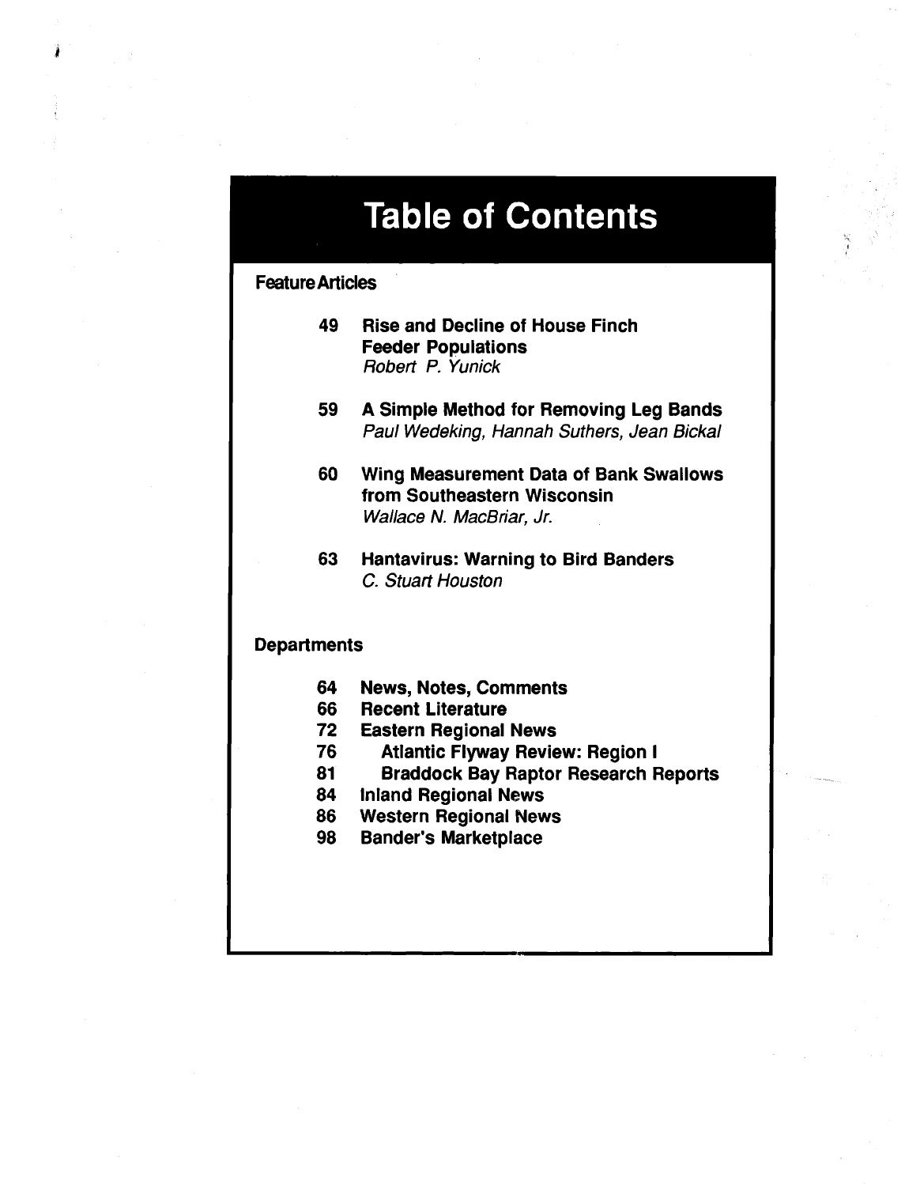# Table of Contents

## Feature Articles

49 **Rise and Decline of House Finch Feeder Populations**
*Robert P. Yunick*

59 **A Simple Method for Removing Leg Bands**
*Paul Wedeking, Hannah Suthers, Jean Bickal*

60 **Wing Measurement Data of Bank Swallows from Southeastern Wisconsin**
*Wallace N. MacBriar, Jr.*

63 **Hantavirus: Warning to Bird Banders**
*C. Stuart Houston*

## Departments

64 **News, Notes, Comments**
66 **Recent Literature**
72 **Eastern Regional News**
76 **Atlantic Flyway Review: Region I**
81 **Braddock Bay Raptor Research Reports**
84 **Inland Regional News**
86 **Western Regional News**
98 **Bander's Marketplace**